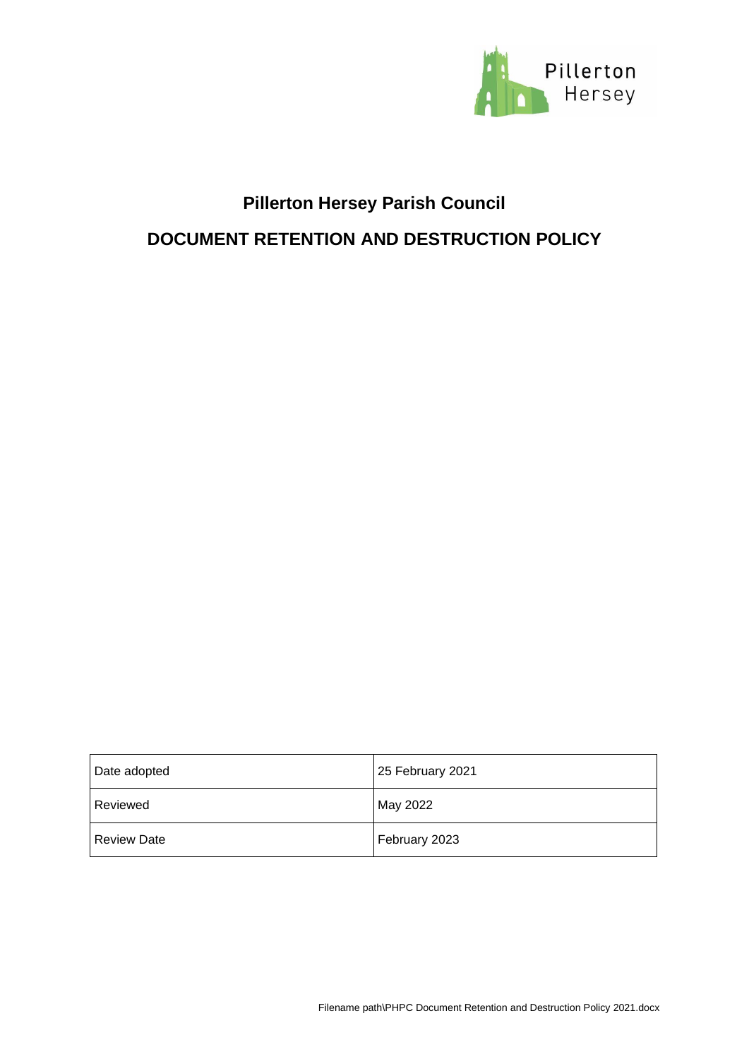# Pillerton Hersey Parish Council

## DOCUMENT RETENTION AND DESTRUCTION POLICY

| Date adopted | 25 February 2021 |
|---|---|
| Reviewed | May 2022 |
| Review Date | February 2023 |

Filename path\PHPC Document Retention and Destruction Policy 2021.docx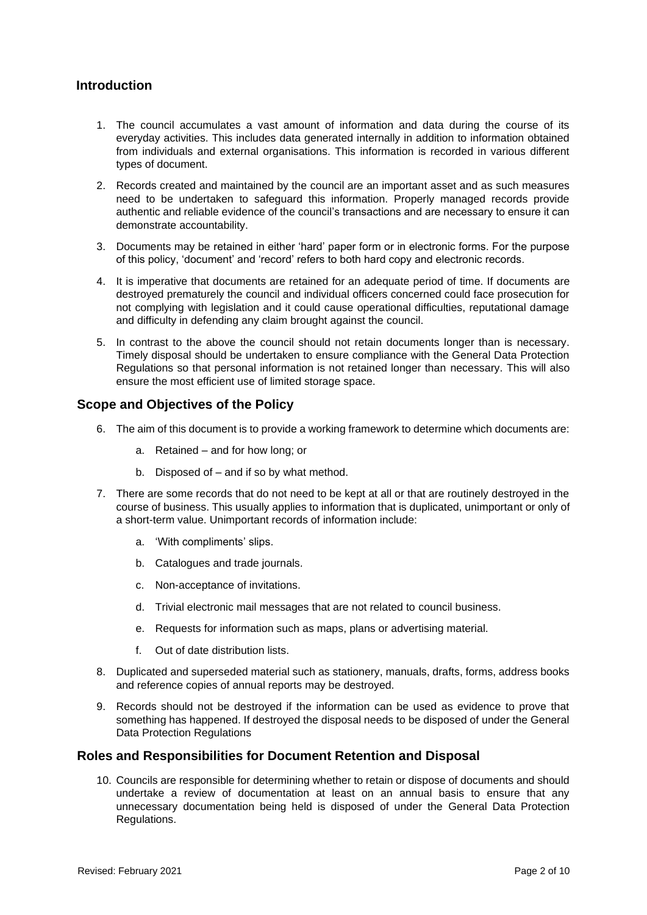## Introduction

1. The council accumulates a vast amount of information and data during the course of its everyday activities. This includes data generated internally in addition to information obtained from individuals and external organisations. This information is recorded in various different types of document.
2. Records created and maintained by the council are an important asset and as such measures need to be undertaken to safeguard this information. Properly managed records provide authentic and reliable evidence of the council's transactions and are necessary to ensure it can demonstrate accountability.
3. Documents may be retained in either 'hard' paper form or in electronic forms. For the purpose of this policy, 'document' and 'record' refers to both hard copy and electronic records.
4. It is imperative that documents are retained for an adequate period of time. If documents are destroyed prematurely the council and individual officers concerned could face prosecution for not complying with legislation and it could cause operational difficulties, reputational damage and difficulty in defending any claim brought against the council.
5. In contrast to the above the council should not retain documents longer than is necessary. Timely disposal should be undertaken to ensure compliance with the General Data Protection Regulations so that personal information is not retained longer than necessary. This will also ensure the most efficient use of limited storage space.

## Scope and Objectives of the Policy

6. The aim of this document is to provide a working framework to determine which documents are:
    a. Retained – and for how long; or
    b. Disposed of – and if so by what method.
7. There are some records that do not need to be kept at all or that are routinely destroyed in the course of business. This usually applies to information that is duplicated, unimportant or only of a short-term value. Unimportant records of information include:
    a. 'With compliments' slips.
    b. Catalogues and trade journals.
    c. Non-acceptance of invitations.
    d. Trivial electronic mail messages that are not related to council business.
    e. Requests for information such as maps, plans or advertising material.
    f. Out of date distribution lists.
8. Duplicated and superseded material such as stationery, manuals, drafts, forms, address books and reference copies of annual reports may be destroyed.
9. Records should not be destroyed if the information can be used as evidence to prove that something has happened. If destroyed the disposal needs to be disposed of under the General Data Protection Regulations

## Roles and Responsibilities for Document Retention and Disposal

10. Councils are responsible for determining whether to retain or dispose of documents and should undertake a review of documentation at least on an annual basis to ensure that any unnecessary documentation being held is disposed of under the General Data Protection Regulations.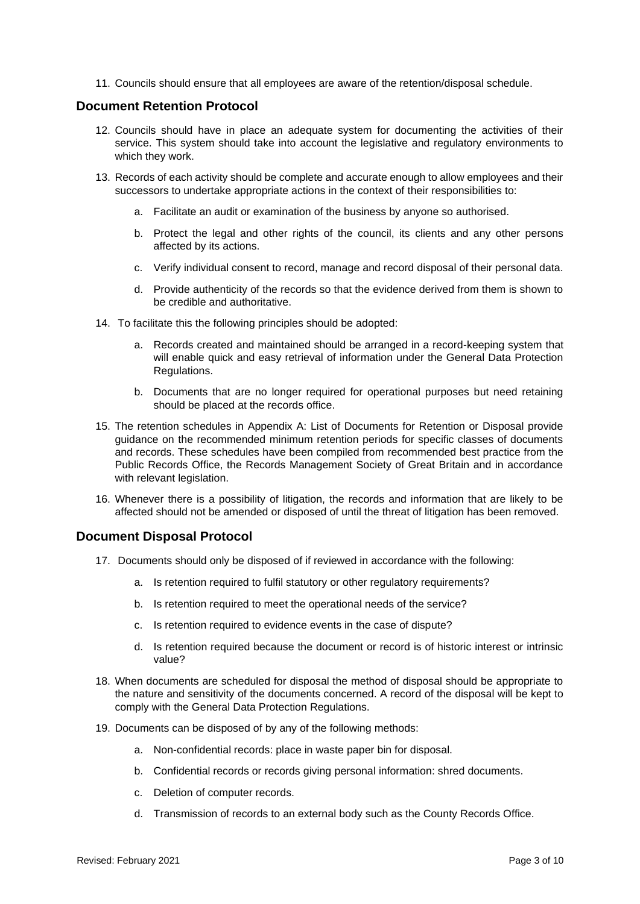11. Councils should ensure that all employees are aware of the retention/disposal schedule.

## Document Retention Protocol

12. Councils should have in place an adequate system for documenting the activities of their service. This system should take into account the legislative and regulatory environments to which they work.

13. Records of each activity should be complete and accurate enough to allow employees and their successors to undertake appropriate actions in the context of their responsibilities to:

    a. Facilitate an audit or examination of the business by anyone so authorised.

    b. Protect the legal and other rights of the council, its clients and any other persons affected by its actions.

    c. Verify individual consent to record, manage and record disposal of their personal data.

    d. Provide authenticity of the records so that the evidence derived from them is shown to be credible and authoritative.

14. To facilitate this the following principles should be adopted:

    a. Records created and maintained should be arranged in a record-keeping system that will enable quick and easy retrieval of information under the General Data Protection Regulations.

    b. Documents that are no longer required for operational purposes but need retaining should be placed at the records office.

15. The retention schedules in Appendix A: List of Documents for Retention or Disposal provide guidance on the recommended minimum retention periods for specific classes of documents and records. These schedules have been compiled from recommended best practice from the Public Records Office, the Records Management Society of Great Britain and in accordance with relevant legislation.

16. Whenever there is a possibility of litigation, the records and information that are likely to be affected should not be amended or disposed of until the threat of litigation has been removed.

## Document Disposal Protocol

17. Documents should only be disposed of if reviewed in accordance with the following:

    a. Is retention required to fulfil statutory or other regulatory requirements?

    b. Is retention required to meet the operational needs of the service?

    c. Is retention required to evidence events in the case of dispute?

    d. Is retention required because the document or record is of historic interest or intrinsic value?

18. When documents are scheduled for disposal the method of disposal should be appropriate to the nature and sensitivity of the documents concerned. A record of the disposal will be kept to comply with the General Data Protection Regulations.

19. Documents can be disposed of by any of the following methods:

    a. Non-confidential records: place in waste paper bin for disposal.

    b. Confidential records or records giving personal information: shred documents.

    c. Deletion of computer records.

    d. Transmission of records to an external body such as the County Records Office.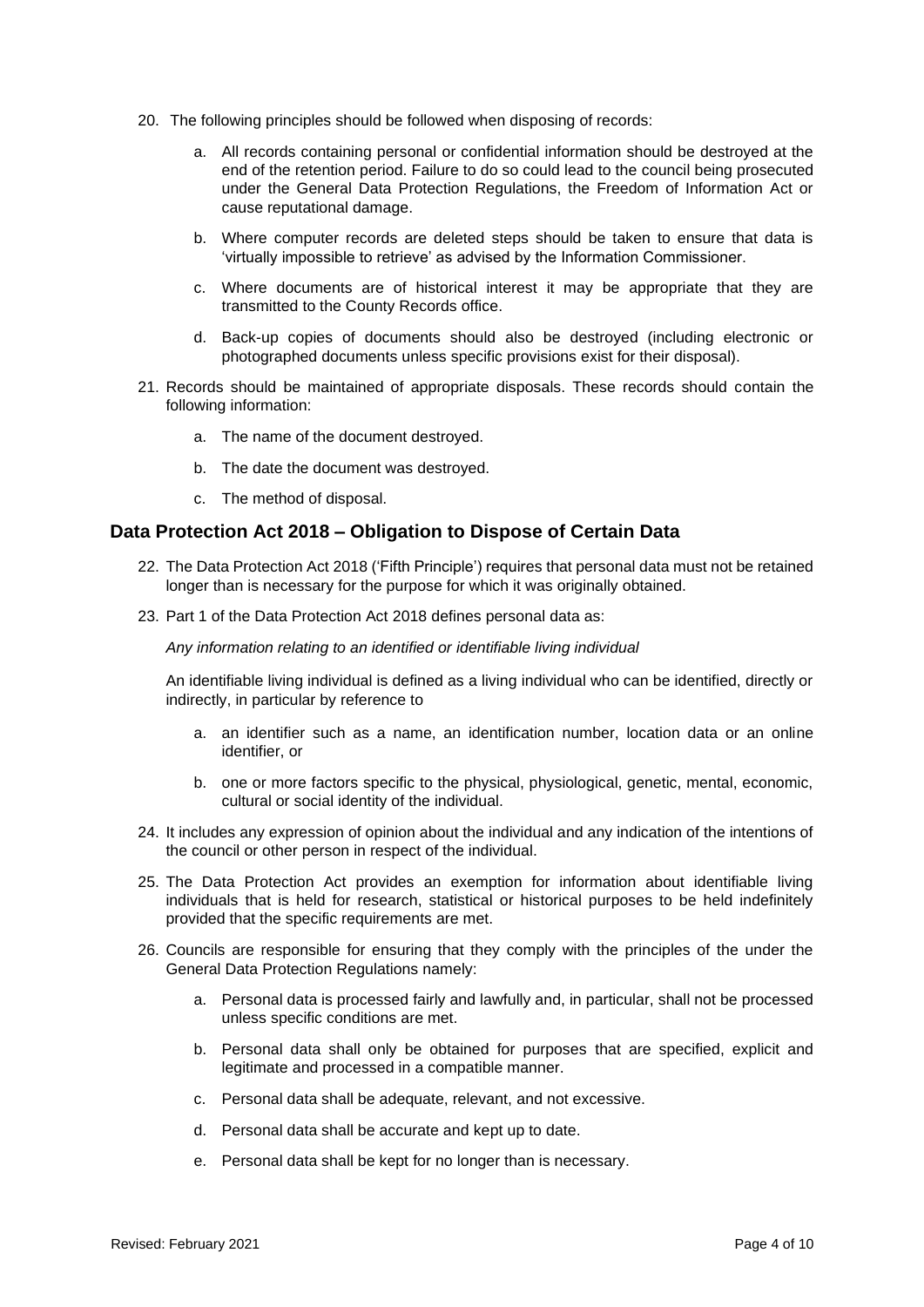20. The following principles should be followed when disposing of records:

    a. All records containing personal or confidential information should be destroyed at the end of the retention period. Failure to do so could lead to the council being prosecuted under the General Data Protection Regulations, the Freedom of Information Act or cause reputational damage.

    b. Where computer records are deleted steps should be taken to ensure that data is 'virtually impossible to retrieve' as advised by the Information Commissioner.

    c. Where documents are of historical interest it may be appropriate that they are transmitted to the County Records office.

    d. Back-up copies of documents should also be destroyed (including electronic or photographed documents unless specific provisions exist for their disposal).

21. Records should be maintained of appropriate disposals. These records should contain the following information:

    a. The name of the document destroyed.

    b. The date the document was destroyed.

    c. The method of disposal.

## Data Protection Act 2018 – Obligation to Dispose of Certain Data

22. The Data Protection Act 2018 ('Fifth Principle') requires that personal data must not be retained longer than is necessary for the purpose for which it was originally obtained.

23. Part 1 of the Data Protection Act 2018 defines personal data as:

    *Any information relating to an identified or identifiable living individual*

    An identifiable living individual is defined as a living individual who can be identified, directly or indirectly, in particular by reference to

    a. an identifier such as a name, an identification number, location data or an online identifier, or

    b. one or more factors specific to the physical, physiological, genetic, mental, economic, cultural or social identity of the individual.

24. It includes any expression of opinion about the individual and any indication of the intentions of the council or other person in respect of the individual.

25. The Data Protection Act provides an exemption for information about identifiable living individuals that is held for research, statistical or historical purposes to be held indefinitely provided that the specific requirements are met.

26. Councils are responsible for ensuring that they comply with the principles of the under the General Data Protection Regulations namely:

    a. Personal data is processed fairly and lawfully and, in particular, shall not be processed unless specific conditions are met.

    b. Personal data shall only be obtained for purposes that are specified, explicit and legitimate and processed in a compatible manner.

    c. Personal data shall be adequate, relevant, and not excessive.

    d. Personal data shall be accurate and kept up to date.

    e. Personal data shall be kept for no longer than is necessary.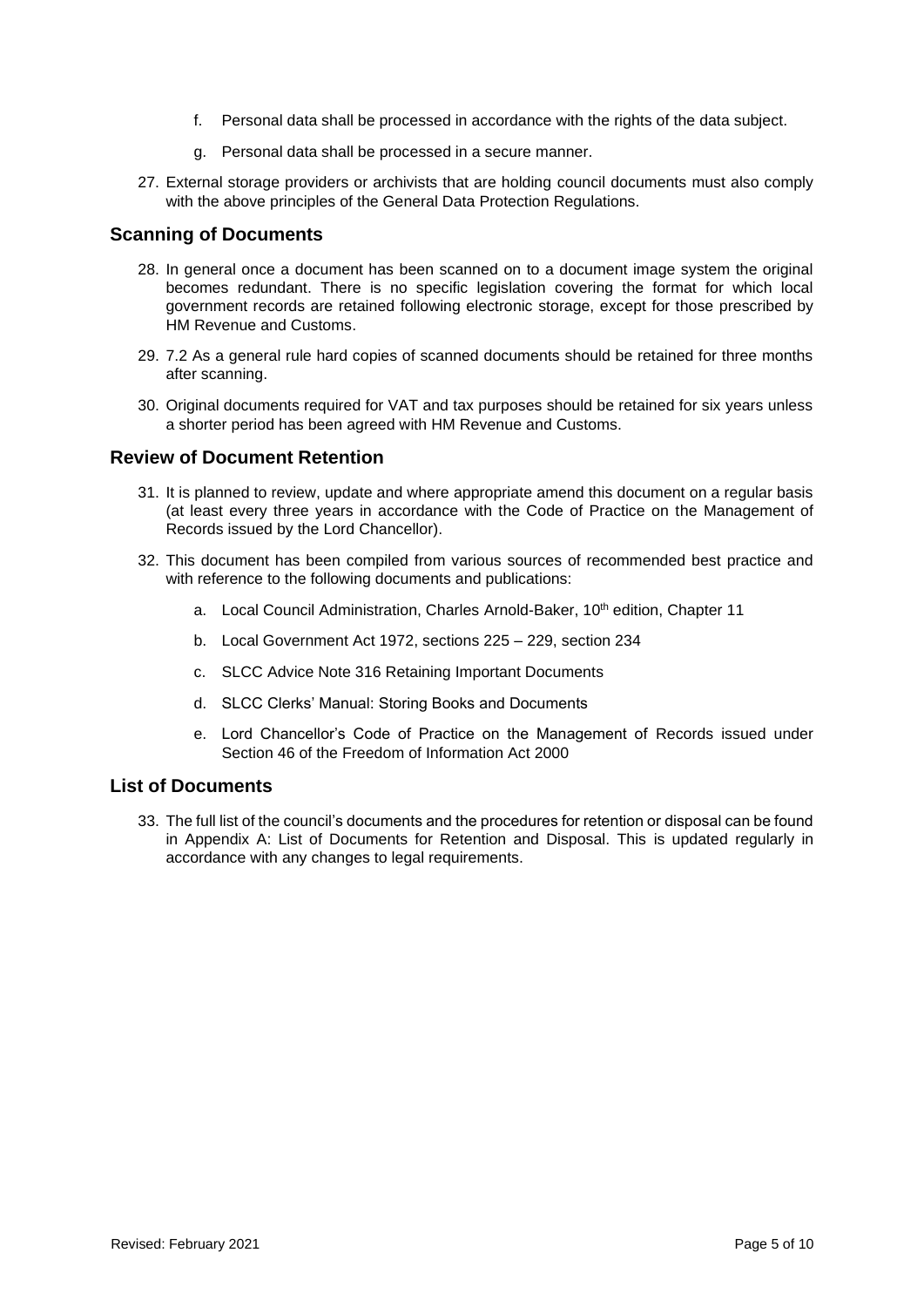f. Personal data shall be processed in accordance with the rights of the data subject.

g. Personal data shall be processed in a secure manner.

27. External storage providers or archivists that are holding council documents must also comply with the above principles of the General Data Protection Regulations.

## Scanning of Documents

28. In general once a document has been scanned on to a document image system the original becomes redundant. There is no specific legislation covering the format for which local government records are retained following electronic storage, except for those prescribed by HM Revenue and Customs.

29. 7.2 As a general rule hard copies of scanned documents should be retained for three months after scanning.

30. Original documents required for VAT and tax purposes should be retained for six years unless a shorter period has been agreed with HM Revenue and Customs.

## Review of Document Retention

31. It is planned to review, update and where appropriate amend this document on a regular basis (at least every three years in accordance with the Code of Practice on the Management of Records issued by the Lord Chancellor).

32. This document has been compiled from various sources of recommended best practice and with reference to the following documents and publications:

    a. Local Council Administration, Charles Arnold-Baker, 10th edition, Chapter 11

    b. Local Government Act 1972, sections 225 – 229, section 234

    c. SLCC Advice Note 316 Retaining Important Documents

    d. SLCC Clerks' Manual: Storing Books and Documents

    e. Lord Chancellor's Code of Practice on the Management of Records issued under Section 46 of the Freedom of Information Act 2000

## List of Documents

33. The full list of the council's documents and the procedures for retention or disposal can be found in Appendix A: List of Documents for Retention and Disposal. This is updated regularly in accordance with any changes to legal requirements.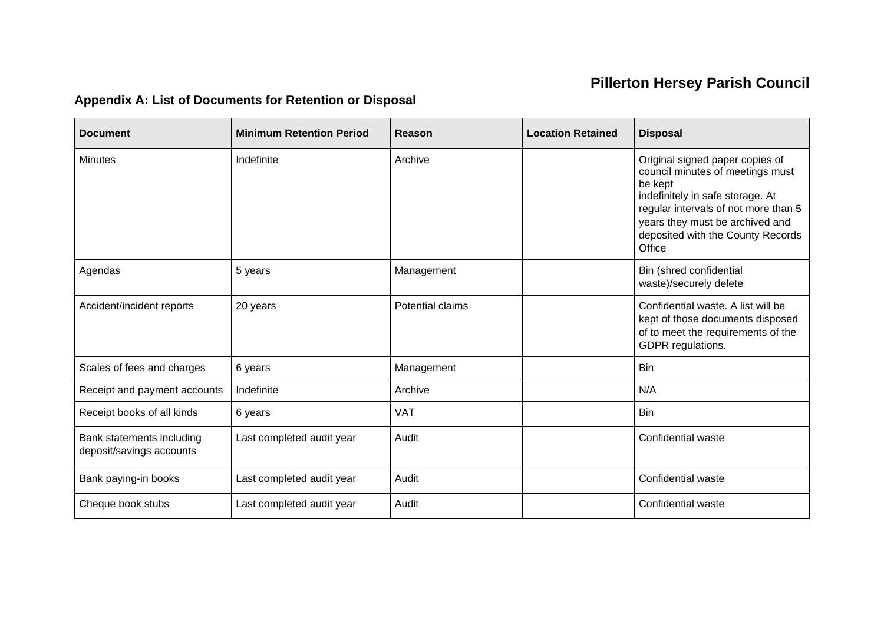**Pillerton Hersey Parish Council**

### Appendix A: List of Documents for Retention or Disposal

| Document | Minimum Retention Period | Reason | Location Retained | Disposal |
|---|---|---|---|---|
| Minutes | Indefinite | Archive | | Original signed paper copies of council minutes of meetings must be kept indefinitely in safe storage. At regular intervals of not more than 5 years they must be archived and deposited with the County Records Office |
| Agendas | 5 years | Management | | Bin (shred confidential waste)/securely delete |
| Accident/incident reports | 20 years | Potential claims | | Confidential waste. A list will be kept of those documents disposed of to meet the requirements of the GDPR regulations. |
| Scales of fees and charges | 6 years | Management | | Bin |
| Receipt and payment accounts | Indefinite | Archive | | N/A |
| Receipt books of all kinds | 6 years | VAT | | Bin |
| Bank statements including deposit/savings accounts | Last completed audit year | Audit | | Confidential waste |
| Bank paying-in books | Last completed audit year | Audit | | Confidential waste |
| Cheque book stubs | Last completed audit year | Audit | | Confidential waste |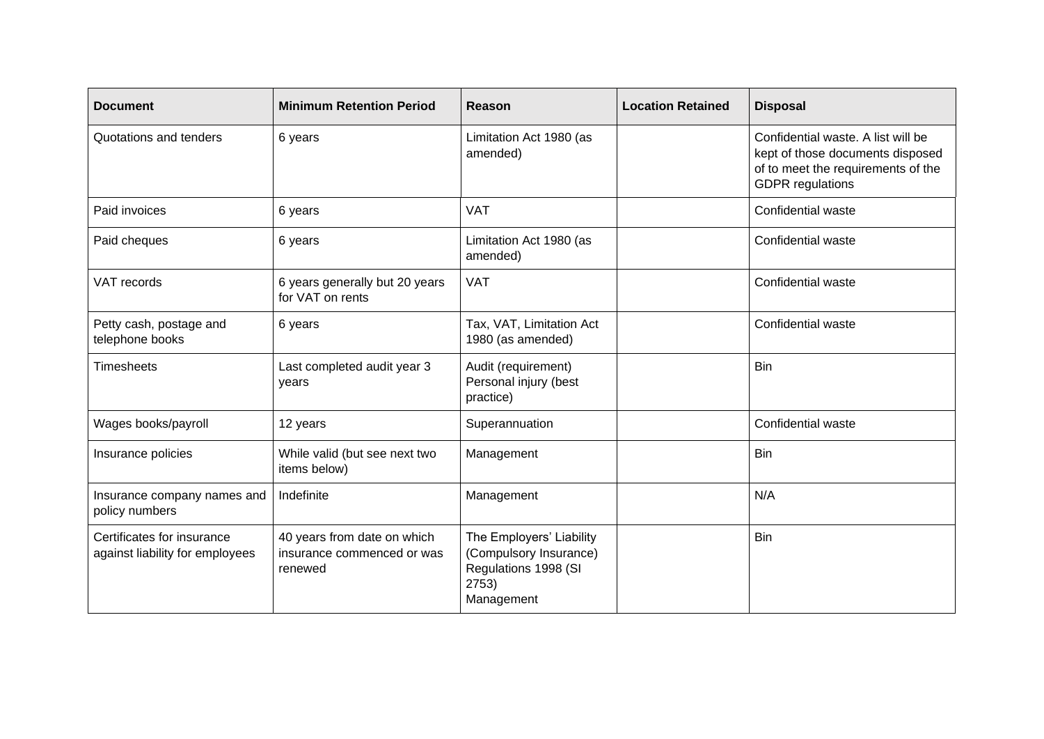| Document | Minimum Retention Period | Reason | Location Retained | Disposal |
|---|---|---|---|---|
| Quotations and tenders | 6 years | Limitation Act 1980 (as amended) | | Confidential waste. A list will be kept of those documents disposed of to meet the requirements of the GDPR regulations |
| Paid invoices | 6 years | VAT | | Confidential waste |
| Paid cheques | 6 years | Limitation Act 1980 (as amended) | | Confidential waste |
| VAT records | 6 years generally but 20 years for VAT on rents | VAT | | Confidential waste |
| Petty cash, postage and telephone books | 6 years | Tax, VAT, Limitation Act 1980 (as amended) | | Confidential waste |
| Timesheets | Last completed audit year 3 years | Audit (requirement) Personal injury (best practice) | | Bin |
| Wages books/payroll | 12 years | Superannuation | | Confidential waste |
| Insurance policies | While valid (but see next two items below) | Management | | Bin |
| Insurance company names and policy numbers | Indefinite | Management | | N/A |
| Certificates for insurance against liability for employees | 40 years from date on which insurance commenced or was renewed | The Employers' Liability (Compulsory Insurance) Regulations 1998 (SI 2753) Management | | Bin |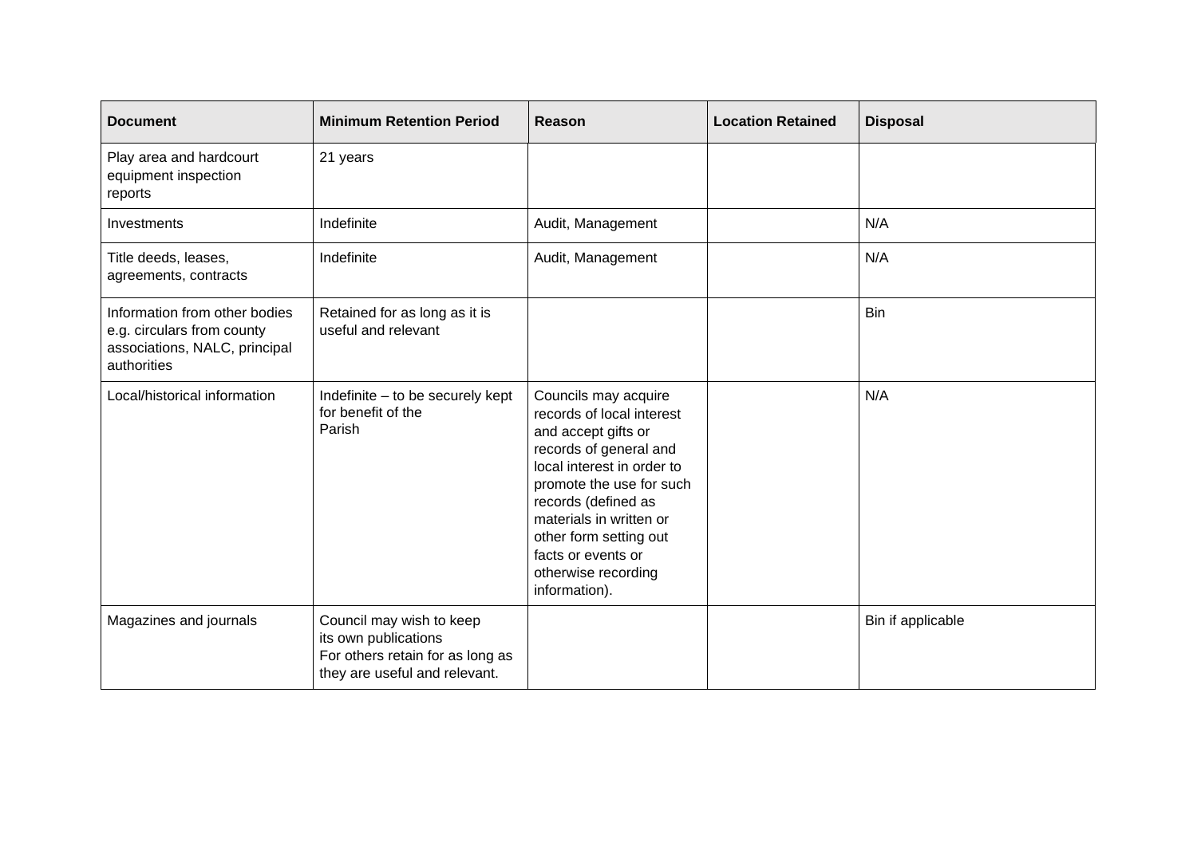| Document | Minimum Retention Period | Reason | Location Retained | Disposal |
| --- | --- | --- | --- | --- |
| Play area and hardcourt equipment inspection reports | 21 years | | | |
| Investments | Indefinite | Audit, Management | | N/A |
| Title deeds, leases, agreements, contracts | Indefinite | Audit, Management | | N/A |
| Information from other bodies e.g. circulars from county associations, NALC, principal authorities | Retained for as long as it is useful and relevant | | | Bin |
| Local/historical information | Indefinite – to be securely kept for benefit of the Parish | Councils may acquire records of local interest and accept gifts or records of general and local interest in order to promote the use for such records (defined as materials in written or other form setting out facts or events or otherwise recording information). | | N/A |
| Magazines and journals | Council may wish to keep its own publications For others retain for as long as they are useful and relevant. | | | Bin if applicable |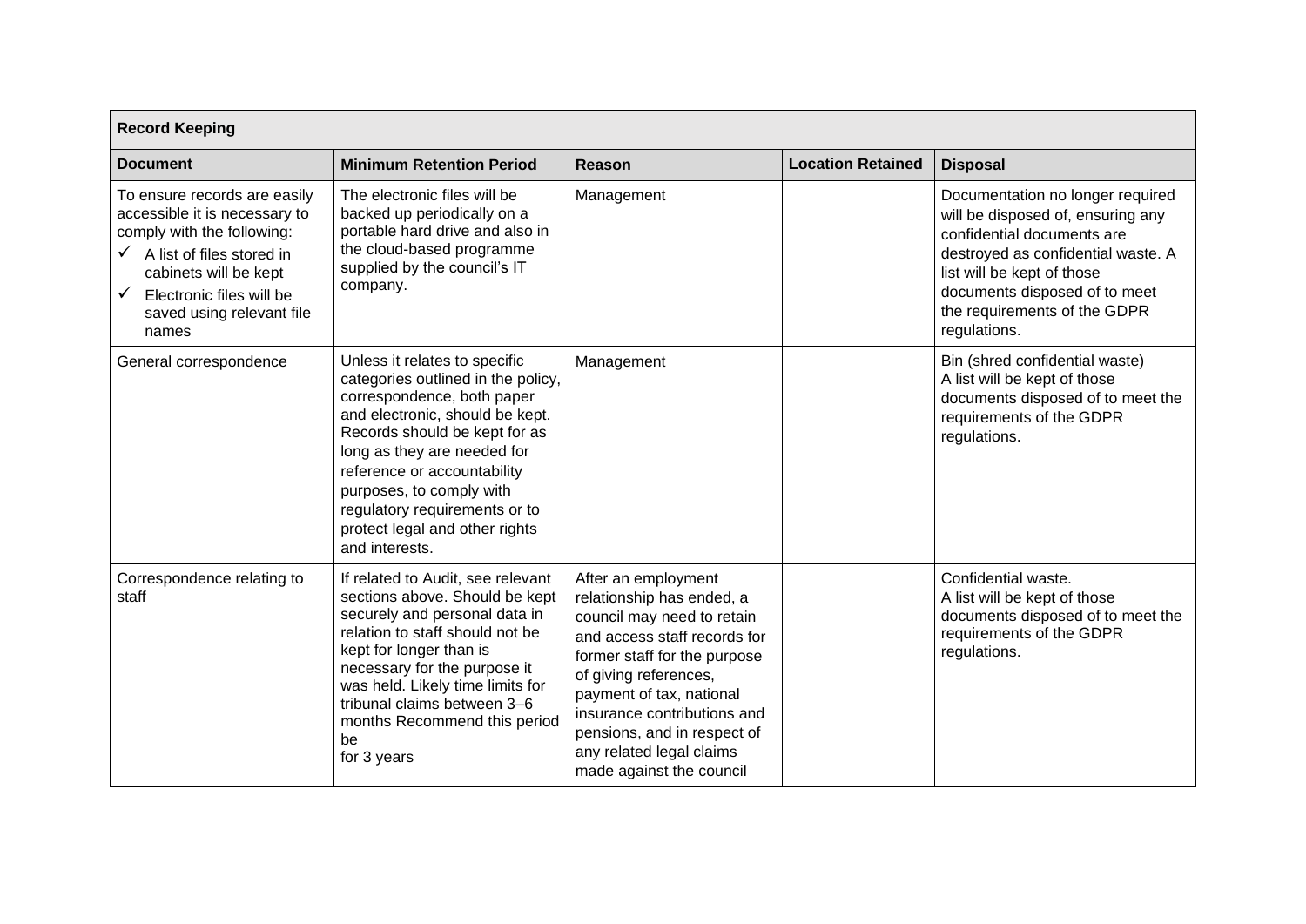| Record Keeping | | | | |
|---|---|---|---|---|
| **Document** | **Minimum Retention Period** | **Reason** | **Location Retained** | **Disposal** |
| To ensure records are easily accessible it is necessary to comply with the following: ✓ A list of files stored in cabinets will be kept ✓ Electronic files will be saved using relevant file names | The electronic files will be backed up periodically on a portable hard drive and also in the cloud-based programme supplied by the council's IT company. | Management | | Documentation no longer required will be disposed of, ensuring any confidential documents are destroyed as confidential waste. A list will be kept of those documents disposed of to meet the requirements of the GDPR regulations. |
| General correspondence | Unless it relates to specific categories outlined in the policy, correspondence, both paper and electronic, should be kept. Records should be kept for as long as they are needed for reference or accountability purposes, to comply with regulatory requirements or to protect legal and other rights and interests. | Management | | Bin (shred confidential waste) A list will be kept of those documents disposed of to meet the requirements of the GDPR regulations. |
| Correspondence relating to staff | If related to Audit, see relevant sections above. Should be kept securely and personal data in relation to staff should not be kept for longer than is necessary for the purpose it was held. Likely time limits for tribunal claims between 3–6 months Recommend this period be for 3 years | After an employment relationship has ended, a council may need to retain and access staff records for former staff for the purpose of giving references, payment of tax, national insurance contributions and pensions, and in respect of any related legal claims made against the council | | Confidential waste. A list will be kept of those documents disposed of to meet the requirements of the GDPR regulations. |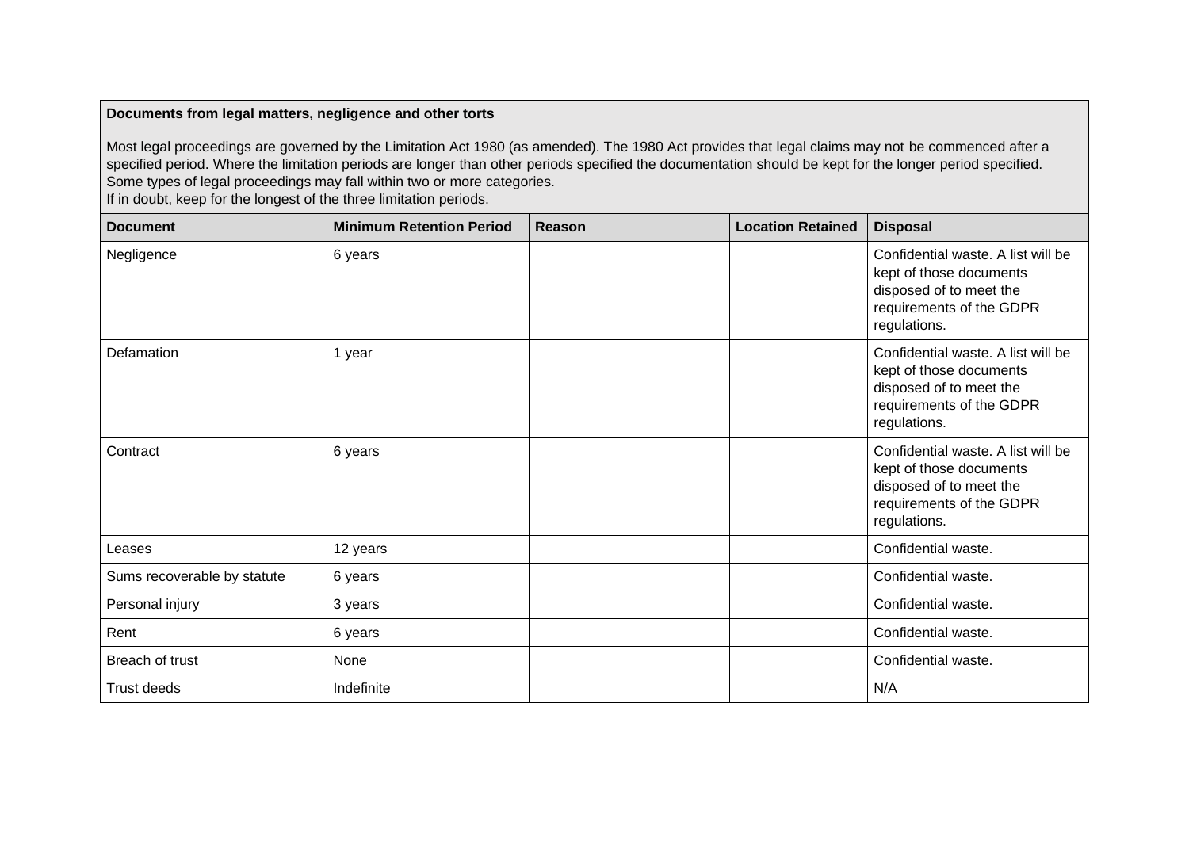**Documents from legal matters, negligence and other torts**

Most legal proceedings are governed by the Limitation Act 1980 (as amended). The 1980 Act provides that legal claims may not be commenced after a specified period. Where the limitation periods are longer than other periods specified the documentation should be kept for the longer period specified. Some types of legal proceedings may fall within two or more categories.
If in doubt, keep for the longest of the three limitation periods.

| Document | Minimum Retention Period | Reason | Location Retained | Disposal |
|---|---|---|---|---|
| Negligence | 6 years | | | Confidential waste. A list will be kept of those documents disposed of to meet the requirements of the GDPR regulations. |
| Defamation | 1 year | | | Confidential waste. A list will be kept of those documents disposed of to meet the requirements of the GDPR regulations. |
| Contract | 6 years | | | Confidential waste. A list will be kept of those documents disposed of to meet the requirements of the GDPR regulations. |
| Leases | 12 years | | | Confidential waste. |
| Sums recoverable by statute | 6 years | | | Confidential waste. |
| Personal injury | 3 years | | | Confidential waste. |
| Rent | 6 years | | | Confidential waste. |
| Breach of trust | None | | | Confidential waste. |
| Trust deeds | Indefinite | | | N/A |